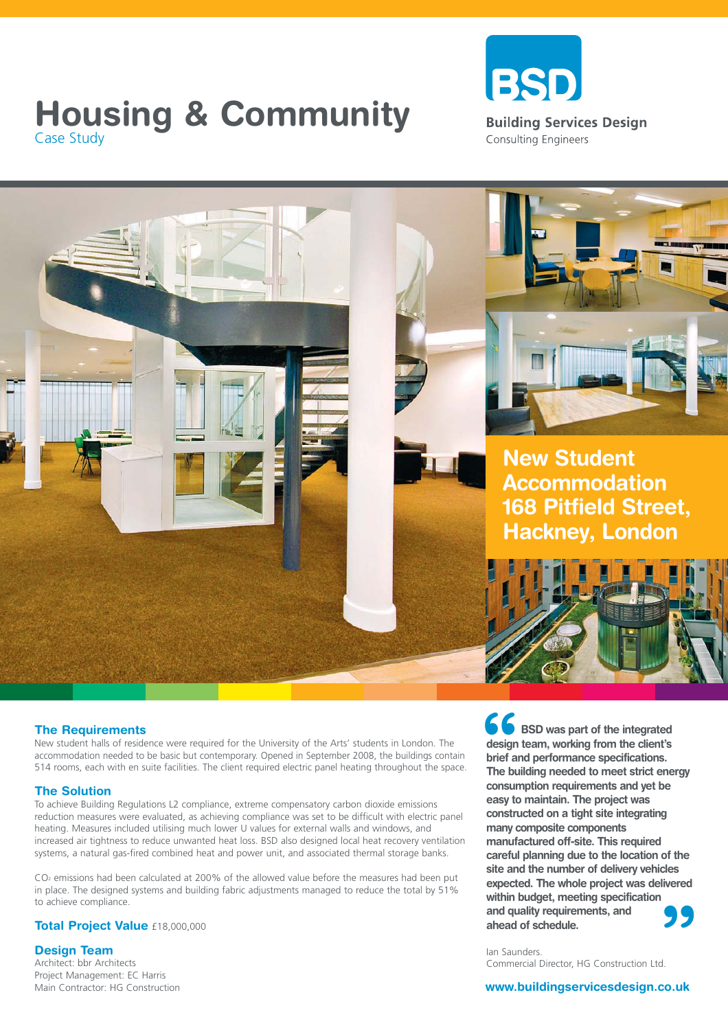# Housing & Community

Case Study

**BSD**

**Building Services Design**

Consulting Engineers

## New Student Accommodation 168 Pitfield Street, Hackney, London

### The Requirements

New student halls of residence were required for the University of the Arts' students in London. The accommodation needed to be basic but contemporary. Opened in September 2008, the buildings contain 514 rooms, each with en suite facilities. The client required electric panel heating throughout the space.

### The Solution

To achieve Building Regulations L2 compliance, extreme compensatory carbon dioxide emissions reduction measures were evaluated, as achieving compliance was set to be difficult with electric panel heating. Measures included utilising much lower U values for external walls and windows, and increased air tightness to reduce unwanted heat loss. BSD also designed local heat recovery ventilation systems, a natural gas-fired combined heat and power unit, and associated thermal storage banks.

$CO_2$ emissions had been calculated at 200% of the allowed value before the measures had been put in place. The designed systems and building fabric adjustments managed to reduce the total by 51% to achieve compliance.

### Total Project Value £18,000,000

### Design Team

Architect: bbr Architects
Project Management: EC Harris
Main Contractor: HG Construction

> **BSD was part of the integrated design team, working from the client's brief and performance specifications. The building needed to meet strict energy consumption requirements and yet be easy to maintain. The project was constructed on a tight site integrating many composite components manufactured off-site. This required careful planning due to the location of the site and the number of delivery vehicles expected. The whole project was delivered within budget, meeting specification and quality requirements, and ahead of schedule.**

Ian Saunders.
Commercial Director, HG Construction Ltd.

**www.buildingservicesdesign.co.uk**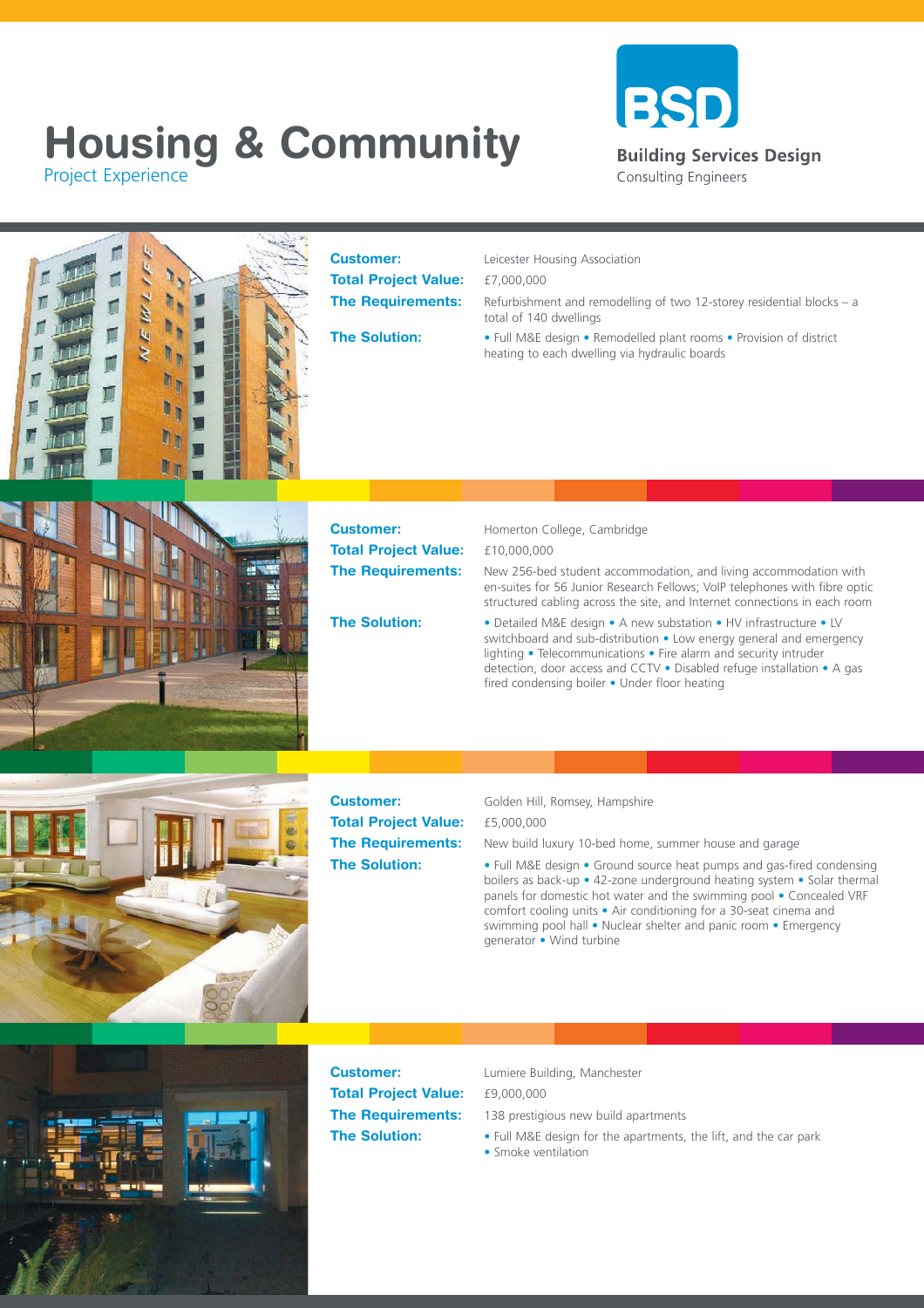# Housing & Community

Project Experience

**BSD**

**Building Services Design**
Consulting Engineers

**Customer:** Leicester Housing Association

**Total Project Value:** £7,000,000

**The Requirements:** Refurbishment and remodelling of two 12-storey residential blocks – a total of 140 dwellings

**The Solution:** • Full M&E design • Remodelled plant rooms • Provision of district heating to each dwelling via hydraulic boards

**Customer:** Homerton College, Cambridge

**Total Project Value:** £10,000,000

**The Requirements:** New 256-bed student accommodation, and living accommodation with en-suites for 56 Junior Research Fellows; VoIP telephones with fibre optic structured cabling across the site, and Internet connections in each room

**The Solution:** • Detailed M&E design • A new substation • HV infrastructure • LV switchboard and sub-distribution • Low energy general and emergency lighting • Telecommunications • Fire alarm and security intruder detection, door access and CCTV • Disabled refuge installation • A gas fired condensing boiler • Under floor heating

**Customer:** Golden Hill, Romsey, Hampshire

**Total Project Value:** £5,000,000

**The Requirements:** New build luxury 10-bed home, summer house and garage

**The Solution:** • Full M&E design • Ground source heat pumps and gas-fired condensing boilers as back-up • 42-zone underground heating system • Solar thermal panels for domestic hot water and the swimming pool • Concealed VRF comfort cooling units • Air conditioning for a 30-seat cinema and swimming pool hall • Nuclear shelter and panic room • Emergency generator • Wind turbine

**Customer:** Lumiere Building, Manchester

**Total Project Value:** £9,000,000

**The Requirements:** 138 prestigious new build apartments

**The Solution:**
- Full M&E design for the apartments, the lift, and the car park
- Smoke ventilation